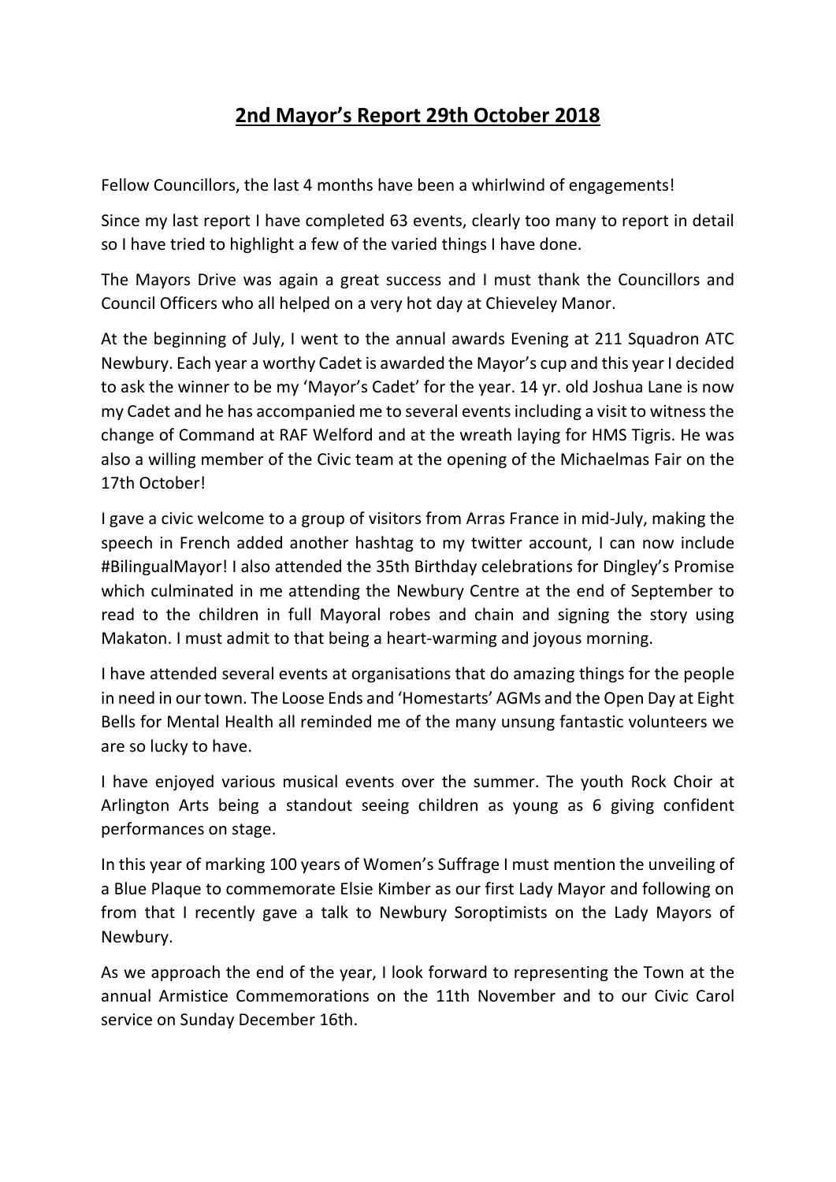# 2nd Mayor's Report 29th October 2018

Fellow Councillors, the last 4 months have been a whirlwind of engagements!

Since my last report I have completed 63 events, clearly too many to report in detail so I have tried to highlight a few of the varied things I have done.

The Mayors Drive was again a great success and I must thank the Councillors and Council Officers who all helped on a very hot day at Chieveley Manor.

At the beginning of July, I went to the annual awards Evening at 211 Squadron ATC Newbury. Each year a worthy Cadet is awarded the Mayor's cup and this year I decided to ask the winner to be my 'Mayor's Cadet' for the year. 14 yr. old Joshua Lane is now my Cadet and he has accompanied me to several events including a visit to witness the change of Command at RAF Welford and at the wreath laying for HMS Tigris. He was also a willing member of the Civic team at the opening of the Michaelmas Fair on the 17th October!

I gave a civic welcome to a group of visitors from Arras France in mid-July, making the speech in French added another hashtag to my twitter account, I can now include #BilingualMayor! I also attended the 35th Birthday celebrations for Dingley's Promise which culminated in me attending the Newbury Centre at the end of September to read to the children in full Mayoral robes and chain and signing the story using Makaton. I must admit to that being a heart-warming and joyous morning.

I have attended several events at organisations that do amazing things for the people in need in our town. The Loose Ends and 'Homestarts' AGMs and the Open Day at Eight Bells for Mental Health all reminded me of the many unsung fantastic volunteers we are so lucky to have.

I have enjoyed various musical events over the summer. The youth Rock Choir at Arlington Arts being a standout seeing children as young as 6 giving confident performances on stage.

In this year of marking 100 years of Women's Suffrage I must mention the unveiling of a Blue Plaque to commemorate Elsie Kimber as our first Lady Mayor and following on from that I recently gave a talk to Newbury Soroptimists on the Lady Mayors of Newbury.

As we approach the end of the year, I look forward to representing the Town at the annual Armistice Commemorations on the 11th November and to our Civic Carol service on Sunday December 16th.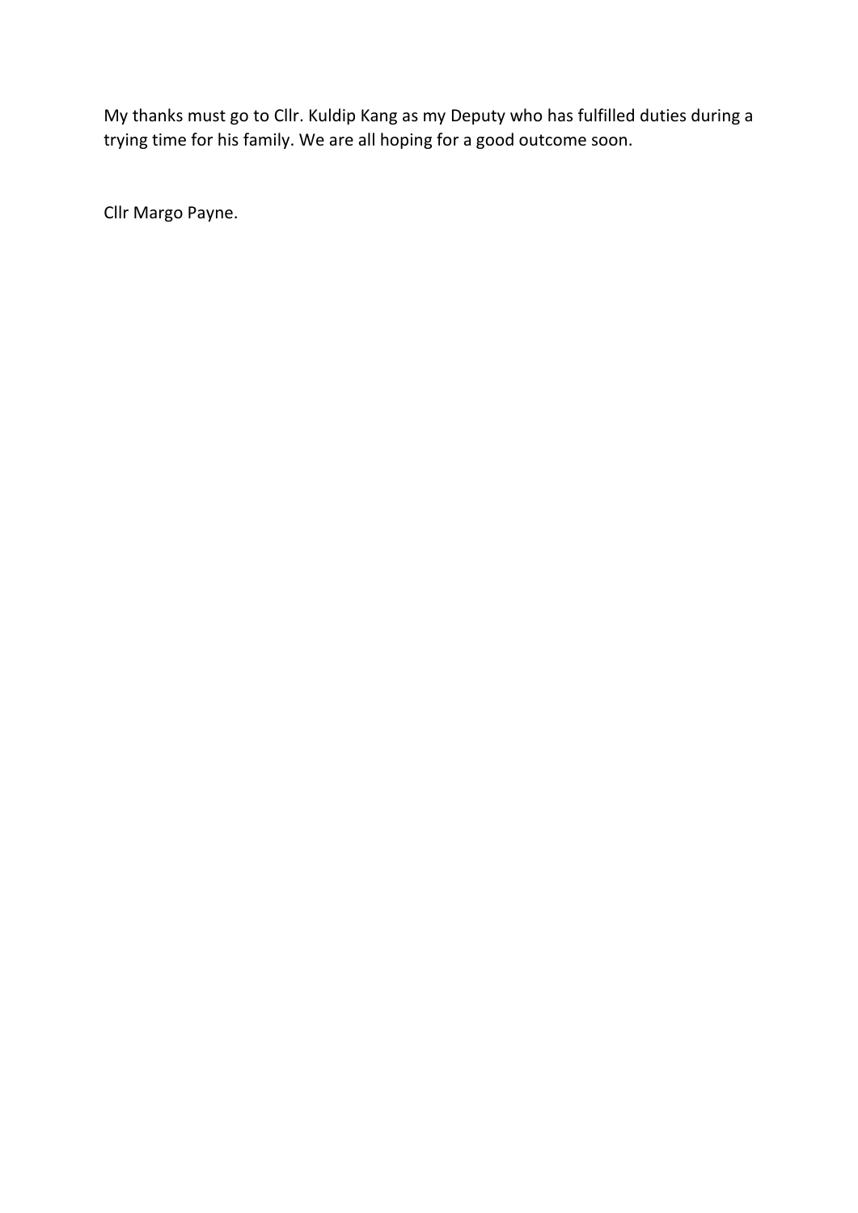My thanks must go to Cllr. Kuldip Kang as my Deputy who has fulfilled duties during a trying time for his family. We are all hoping for a good outcome soon.

Cllr Margo Payne.